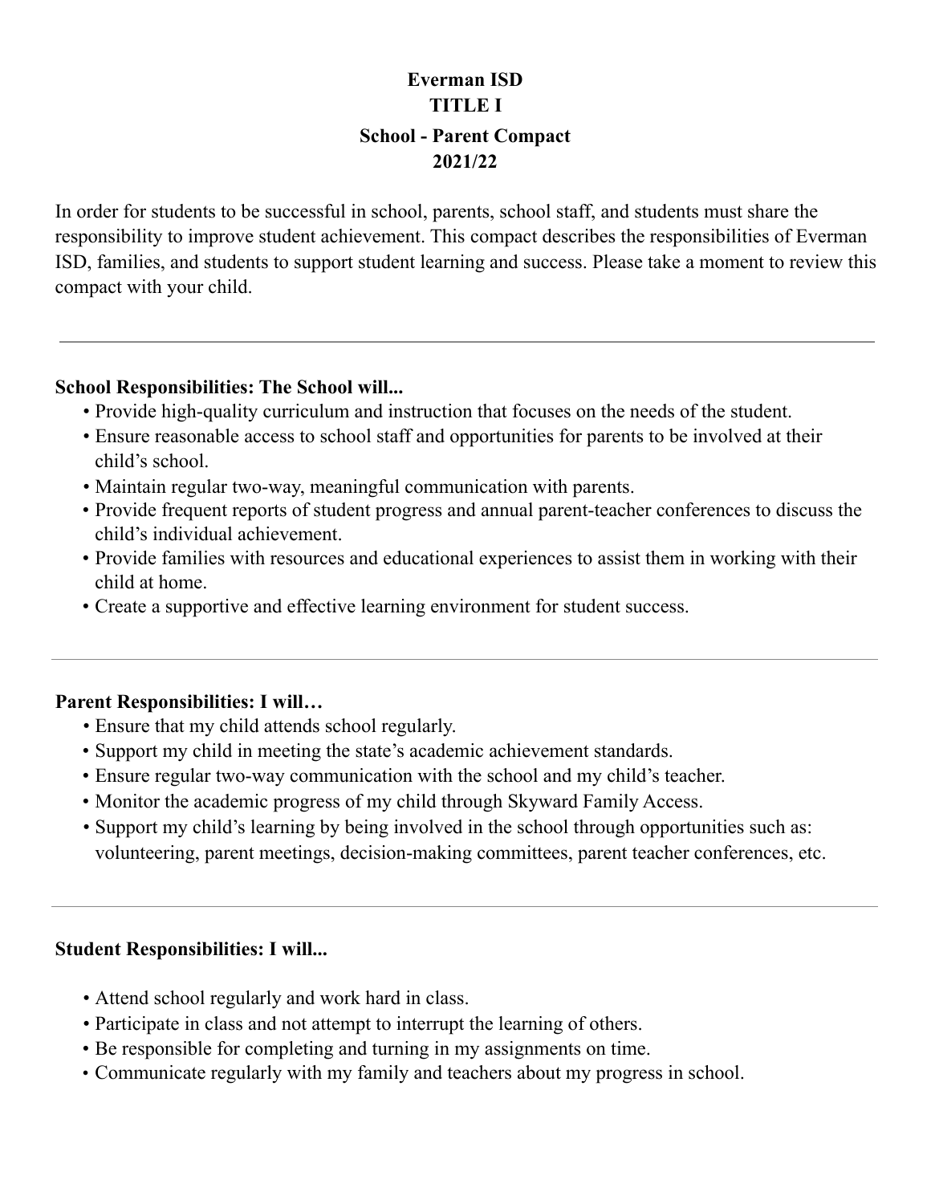# Everman ISD
# TITLE I
## School - Parent Compact
## 2021/22

In order for students to be successful in school, parents, school staff, and students must share the responsibility to improve student achievement. This compact describes the responsibilities of Everman ISD, families, and students to support student learning and success. Please take a moment to review this compact with your child.

---

**School Responsibilities: The School will...**

- Provide high-quality curriculum and instruction that focuses on the needs of the student.
- Ensure reasonable access to school staff and opportunities for parents to be involved at their child's school.
- Maintain regular two-way, meaningful communication with parents.
- Provide frequent reports of student progress and annual parent-teacher conferences to discuss the child's individual achievement.
- Provide families with resources and educational experiences to assist them in working with their child at home.
- Create a supportive and effective learning environment for student success.

---

**Parent Responsibilities: I will…**

- Ensure that my child attends school regularly.
- Support my child in meeting the state's academic achievement standards.
- Ensure regular two-way communication with the school and my child's teacher.
- Monitor the academic progress of my child through Skyward Family Access.
- Support my child's learning by being involved in the school through opportunities such as: volunteering, parent meetings, decision-making committees, parent teacher conferences, etc.

---

**Student Responsibilities: I will...**

- Attend school regularly and work hard in class.
- Participate in class and not attempt to interrupt the learning of others.
- Be responsible for completing and turning in my assignments on time.
- Communicate regularly with my family and teachers about my progress in school.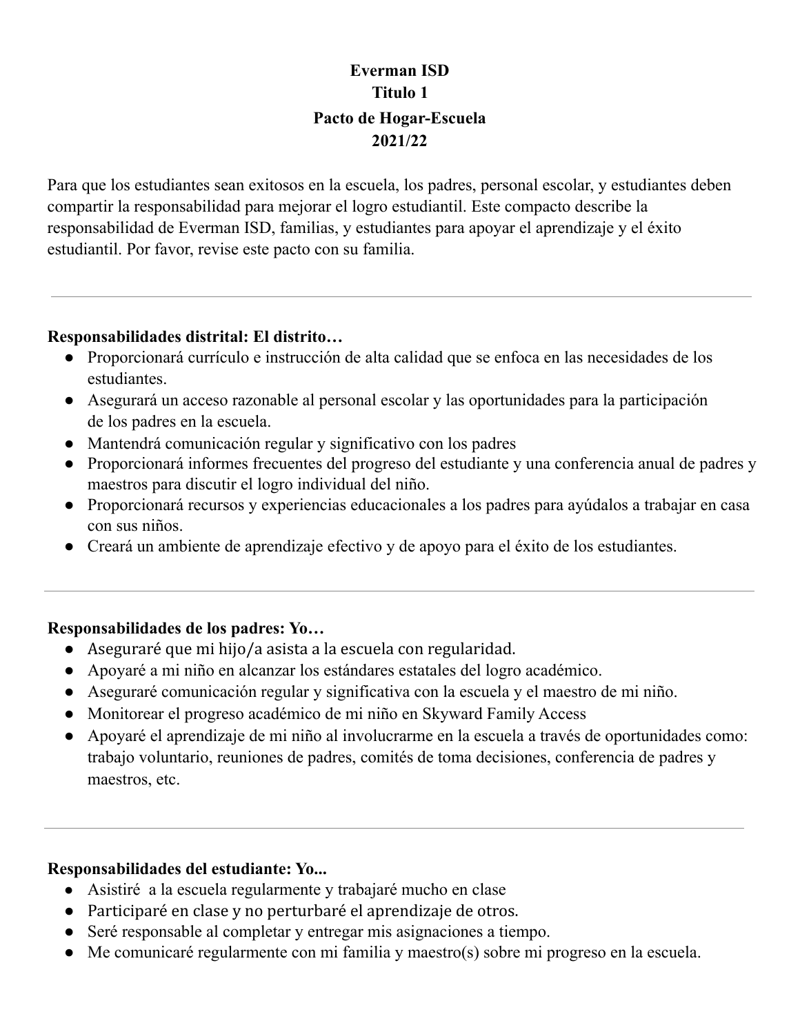**Everman ISD**
**Titulo 1**
**Pacto de Hogar-Escuela**
**2021/22**

Para que los estudiantes sean exitosos en la escuela, los padres, personal escolar, y estudiantes deben compartir la responsabilidad para mejorar el logro estudiantil. Este compacto describe la responsabilidad de Everman ISD, familias, y estudiantes para apoyar el aprendizaje y el éxito estudiantil. Por favor, revise este pacto con su familia.

---

**Responsabilidades distrital: El distrito…**

- Proporcionará currículo e instrucción de alta calidad que se enfoca en las necesidades de los estudiantes.
- Asegurará un acceso razonable al personal escolar y las oportunidades para la participación de los padres en la escuela.
- Mantendrá comunicación regular y significativo con los padres
- Proporcionará informes frecuentes del progreso del estudiante y una conferencia anual de padres y maestros para discutir el logro individual del niño.
- Proporcionará recursos y experiencias educacionales a los padres para ayúdalos a trabajar en casa con sus niños.
- Creará un ambiente de aprendizaje efectivo y de apoyo para el éxito de los estudiantes.

---

**Responsabilidades de los padres: Yo…**

- Aseguraré que mi hijo/a asista a la escuela con regularidad.
- Apoyaré a mi niño en alcanzar los estándares estatales del logro académico.
- Aseguraré comunicación regular y significativa con la escuela y el maestro de mi niño.
- Monitorear el progreso académico de mi niño en Skyward Family Access
- Apoyaré el aprendizaje de mi niño al involucrarme en la escuela a través de oportunidades como: trabajo voluntario, reuniones de padres, comités de toma decisiones, conferencia de padres y maestros, etc.

---

**Responsabilidades del estudiante: Yo...**

- Asistiré  a la escuela regularmente y trabajaré mucho en clase
- Participaré en clase y no perturbaré el aprendizaje de otros.
- Seré responsable al completar y entregar mis asignaciones a tiempo.
- Me comunicaré regularmente con mi familia y maestro(s) sobre mi progreso en la escuela.